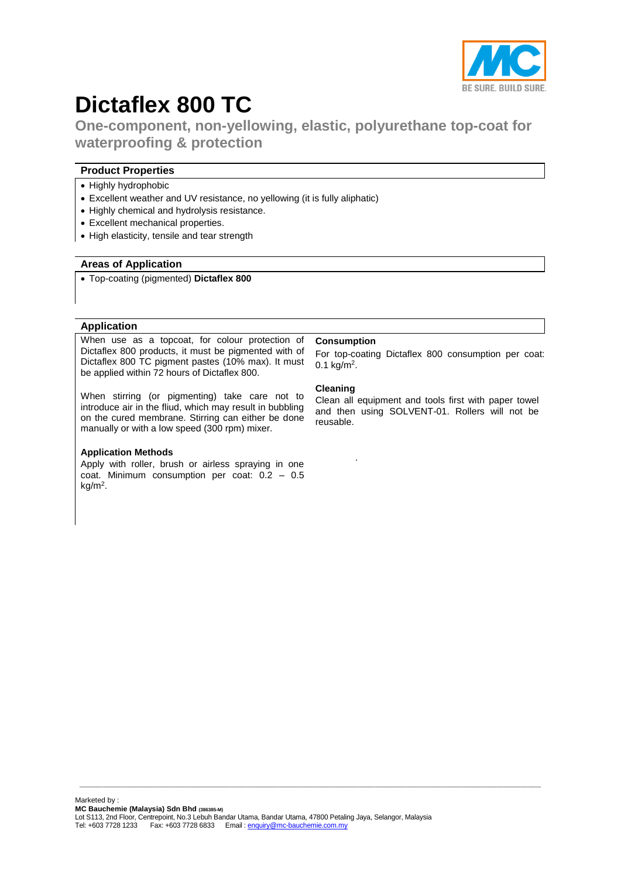# Dictaflex 800 TC

## One-component, non-yellowing, elastic, polyurethane top-coat for waterproofing & protection

### Product Properties

- Highly hydrophobic
- Excellent weather and UV resistance, no yellowing (it is fully aliphatic)
- Highly chemical and hydrolysis resistance.
- Excellent mechanical properties.
- High elasticity, tensile and tear strength

### Areas of Application

- Top-coating (pigmented) **Dictaflex 800**

### Application

When use as a topcoat, for colour protection of Dictaflex 800 products, it must be pigmented with of Dictaflex 800 TC pigment pastes (10% max). It must be applied within 72 hours of Dictaflex 800.

When stirring (or pigmenting) take care not to introduce air in the fliud, which may result in bubbling on the cured membrane. Stirring can either be done manually or with a low speed (300 rpm) mixer.

**Application Methods**

Apply with roller, brush or airless spraying in one coat. Minimum consumption per coat: 0.2 – 0.5 kg/m$^2$.

**Consumption**

For top-coating Dictaflex 800 consumption per coat: 0.1 kg/m$^2$.

**Cleaning**

Clean all equipment and tools first with paper towel and then using SOLVENT-01. Rollers will not be reusable.

Marketed by :
**MC Bauchemie (Malaysia) Sdn Bhd** (386385-M)
Lot S113, 2nd Floor, Centrepoint, No.3 Lebuh Bandar Utama, Bandar Utama, 47800 Petaling Jaya, Selangor, Malaysia
Tel: +603 7728 1233 Fax: +603 7728 6833 Email : enquiry@mc-bauchemie.com.my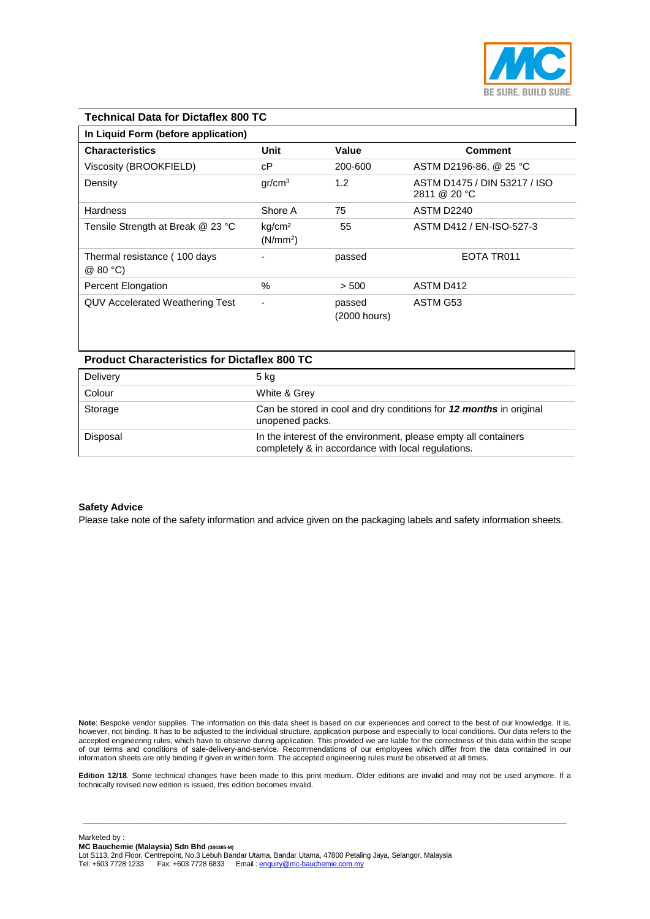## Technical Data for Dictaflex 800 TC

| In Liquid Form (before application) | | | |
|---|---|---|---|
| **Characteristics** | **Unit** | **Value** | **Comment** |
| Viscosity (BROOKFIELD) | cP | 200-600 | ASTM D2196-86, @ 25 °C |
| Density | $gr/cm^3$ | 1.2 | ASTM D1475 / DIN 53217 / ISO 2811 @ 20 °C |
| Hardness | Shore A | 75 | ASTM D2240 |
| Tensile Strength at Break @ 23 °C | $kg/cm^2$ ($N/mm^2$) | 55 | ASTM D412 / EN-ISO-527-3 |
| Thermal resistance ( 100 days @ 80 °C) | - | passed | EOTA TR011 |
| Percent Elongation | % | > 500 | ASTM D412 |
| QUV Accelerated Weathering Test | - | passed (2000 hours) | ASTM G53 |

## Product Characteristics for Dictaflex 800 TC

| | |
|---|---|
| Delivery | 5 kg |
| Colour | White & Grey |
| Storage | Can be stored in cool and dry conditions for ***12 months*** in original unopened packs. |
| Disposal | In the interest of the environment, please empty all containers completely & in accordance with local regulations. |

**Safety Advice**

Please take note of the safety information and advice given on the packaging labels and safety information sheets.

**Note**: Bespoke vendor supplies. The information on this data sheet is based on our experiences and correct to the best of our knowledge. It is, however, not binding. It has to be adjusted to the individual structure, application purpose and especially to local conditions. Our data refers to the accepted engineering rules, which have to observe during application. This provided we are liable for the correctness of this data within the scope of our terms and conditions of sale-delivery-and-service. Recommendations of our employees which differ from the data contained in our information sheets are only binding if given in written form. The accepted engineering rules must be observed at all times.

**Edition 12/18**. Some technical changes have been made to this print medium. Older editions are invalid and may not be used anymore. If a technically revised new edition is issued, this edition becomes invalid.

Marketed by :
**MC Bauchemie (Malaysia) Sdn Bhd** (386385-M)
Lot S113, 2nd Floor, Centrepoint, No.3 Lebuh Bandar Utama, Bandar Utama, 47800 Petaling Jaya, Selangor, Malaysia
Tel: +603 7728 1233 Fax: +603 7728 6833 Email : enquiry@mc-bauchemie.com.my